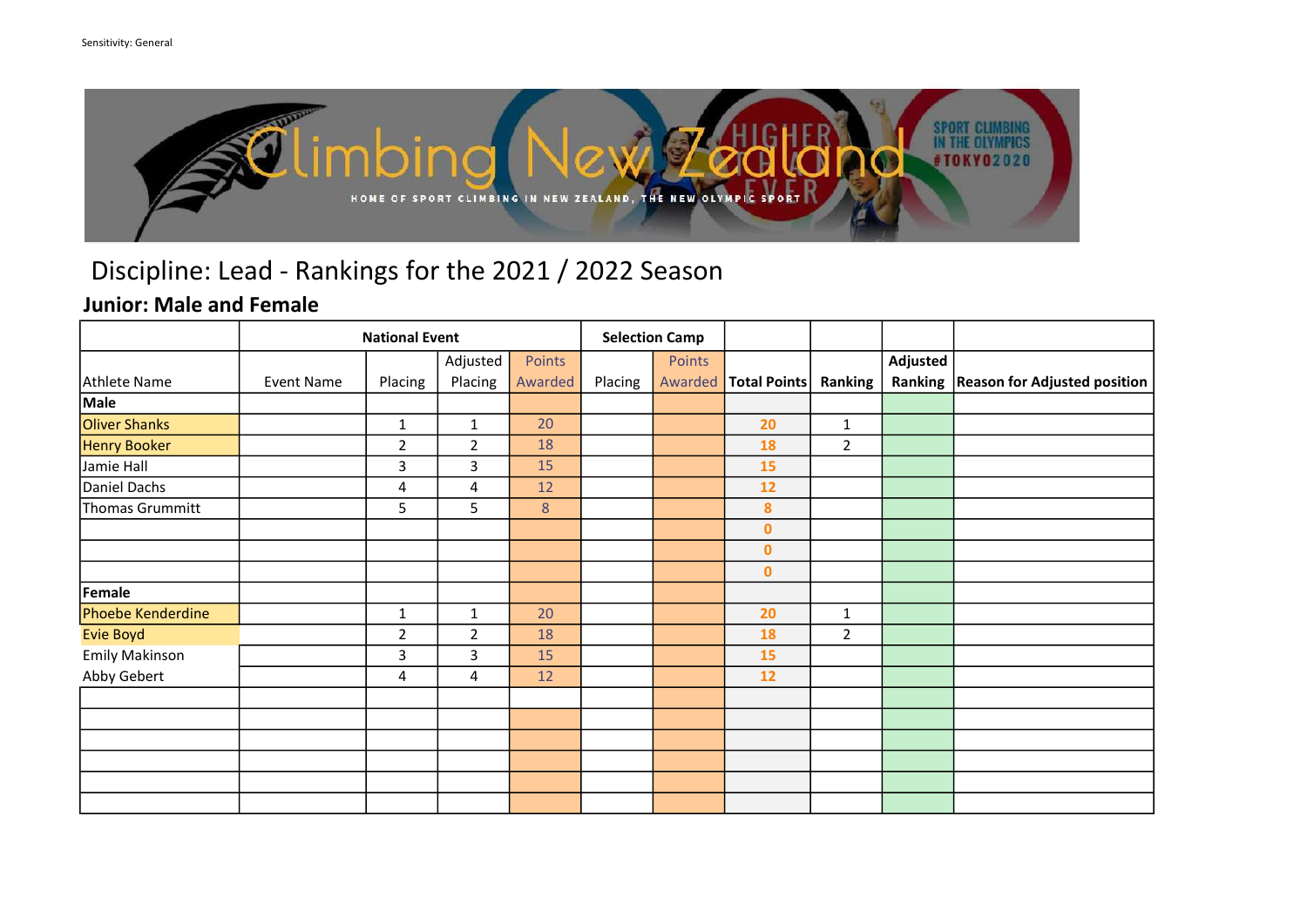Sensitivity: General

Climbing New Zealand

HOME OF SPORT CLIMBING IN NEW ZEALAND, THE NEW OLYMPIC SPORT

SPORT CLIMBING IN THE OLYMPICS #TOKYO2020

# Discipline: Lead - Rankings for the 2021 / 2022 Season

## Junior: Male and Female

| | National Event | | | | Selection Camp | | | | | |
|---|---|---|---|---|---|---|---|---|---|---|
| Athlete Name | Event Name | Placing | Adjusted Placing | Points Awarded | Placing | Points Awarded | Total Points | Ranking | Adjusted Ranking | Reason for Adjusted position |
| **Male** | | | | | | | | | | |
| Oliver Shanks | | 1 | 1 | 20 | | | 20 | 1 | | |
| Henry Booker | | 2 | 2 | 18 | | | 18 | 2 | | |
| Jamie Hall | | 3 | 3 | 15 | | | 15 | | | |
| Daniel Dachs | | 4 | 4 | 12 | | | 12 | | | |
| Thomas Grummitt | | 5 | 5 | 8 | | | 8 | | | |
| | | | | | | | 0 | | | |
| | | | | | | | 0 | | | |
| | | | | | | | 0 | | | |
| **Female** | | | | | | | | | | |
| Phoebe Kenderdine | | 1 | 1 | 20 | | | 20 | 1 | | |
| Evie Boyd | | 2 | 2 | 18 | | | 18 | 2 | | |
| Emily Makinson | | 3 | 3 | 15 | | | 15 | | | |
| Abby Gebert | | 4 | 4 | 12 | | | 12 | | | |
| | | | | | | | | | | |
| | | | | | | | | | | |
| | | | | | | | | | | |
| | | | | | | | | | | |
| | | | | | | | | | | |
| | | | | | | | | | | |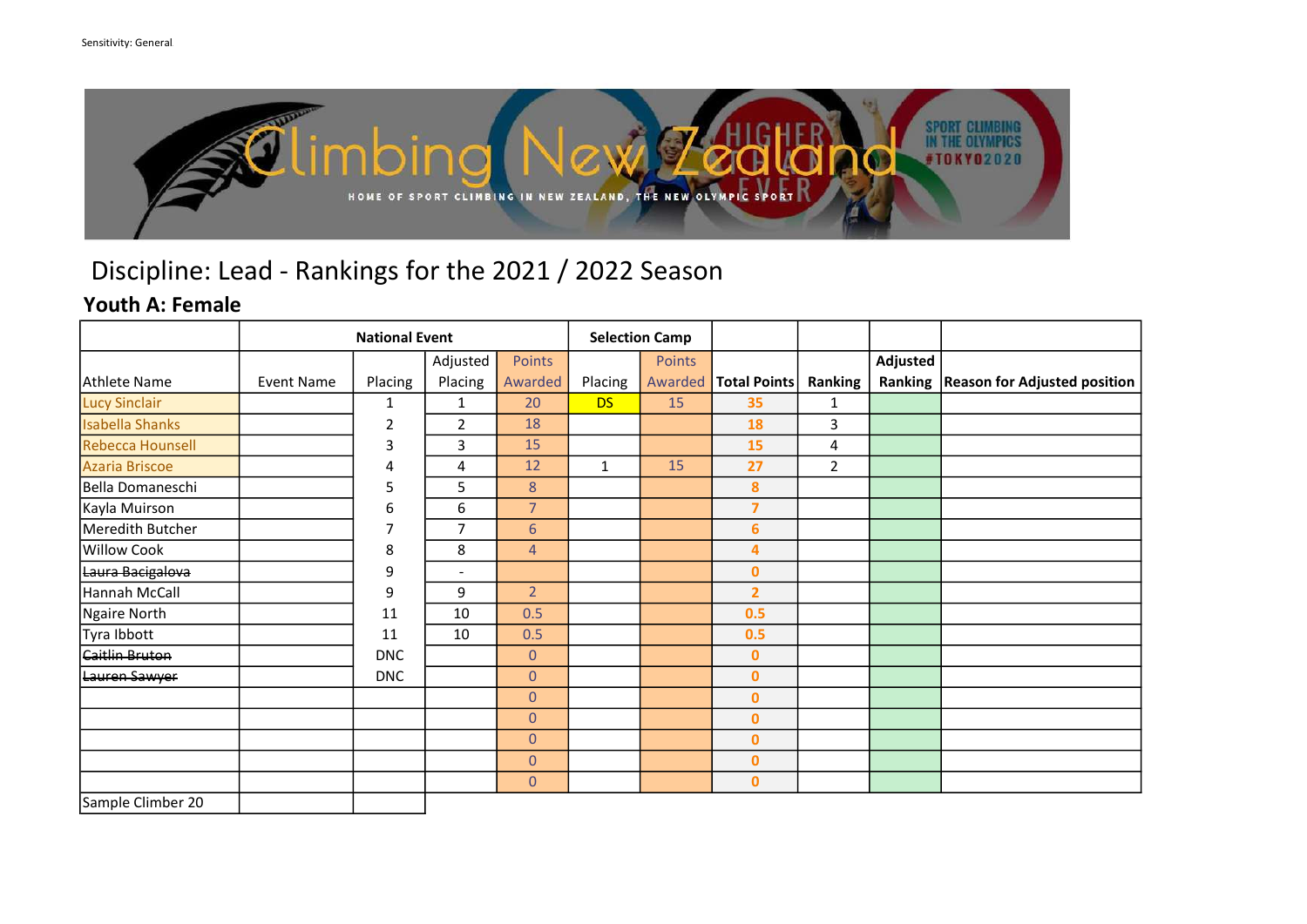# Discipline: Lead - Rankings for the 2021 / 2022 Season

## Youth A: Female

| | National Event | | | | Selection Camp | | | | | |
|---|---|---|---|---|---|---|---|---|---|---|
| Athlete Name | Event Name | Placing | Adjusted Placing | Points Awarded | Placing | Points Awarded | Total Points | Ranking | Adjusted Ranking | Reason for Adjusted position |
| Lucy Sinclair | | 1 | 1 | 20 | DS | 15 | 35 | 1 | | |
| Isabella Shanks | | 2 | 2 | 18 | | | 18 | 3 | | |
| Rebecca Hounsell | | 3 | 3 | 15 | | | 15 | 4 | | |
| Azaria Briscoe | | 4 | 4 | 12 | 1 | 15 | 27 | 2 | | |
| Bella Domaneschi | | 5 | 5 | 8 | | | 8 | | | |
| Kayla Muirson | | 6 | 6 | 7 | | | 7 | | | |
| Meredith Butcher | | 7 | 7 | 6 | | | 6 | | | |
| Willow Cook | | 8 | 8 | 4 | | | 4 | | | |
| ~~Laura Bacigalova~~ | | 9 | - | | | | 0 | | | |
| Hannah McCall | | 9 | 9 | 2 | | | 2 | | | |
| Ngaire North | | 11 | 10 | 0.5 | | | 0.5 | | | |
| Tyra Ibbott | | 11 | 10 | 0.5 | | | 0.5 | | | |
| ~~Caitlin Bruton~~ | | DNC | | 0 | | | 0 | | | |
| ~~Lauren Sawyer~~ | | DNC | | 0 | | | 0 | | | |
| | | | | 0 | | | 0 | | | |
| | | | | 0 | | | 0 | | | |
| | | | | 0 | | | 0 | | | |
| | | | | 0 | | | 0 | | | |
| | | | | 0 | | | 0 | | | |
| Sample Climber 20 | | | | | | | | | | |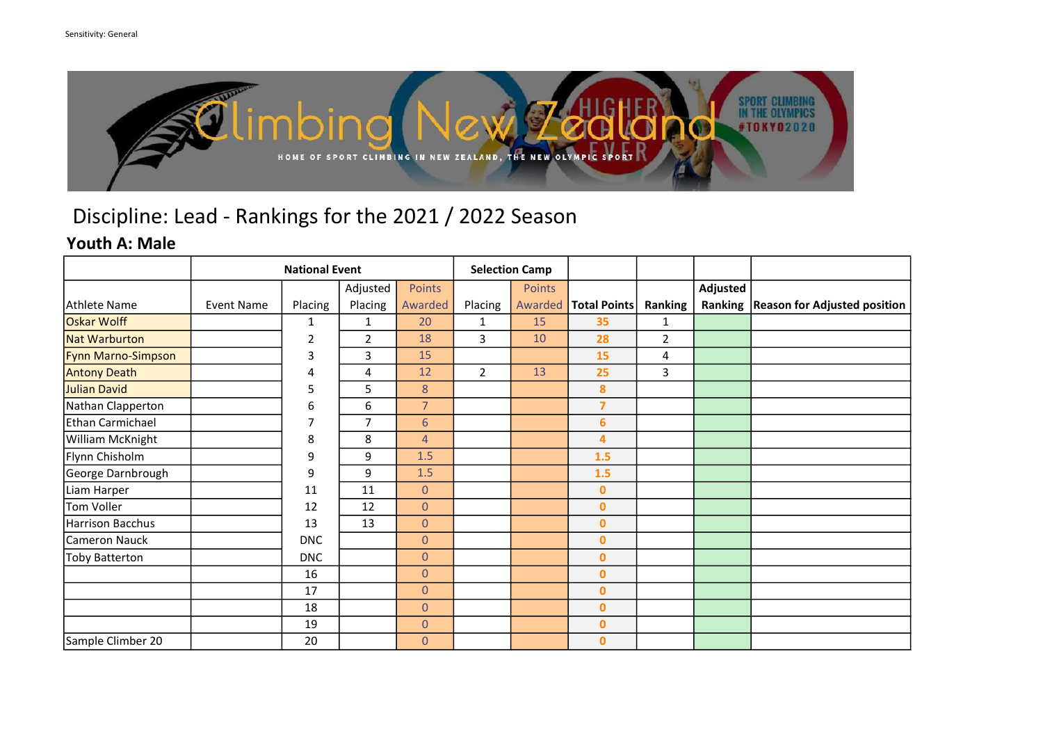Sensitivity: General

# Discipline: Lead - Rankings for the 2021 / 2022 Season

## Youth A: Male

| | National Event | | | | Selection Camp | | | | | |
|---|---|---|---|---|---|---|---|---|---|---|
| Athlete Name | Event Name | Placing | Adjusted Placing | Points Awarded | Placing | Points Awarded | Total Points | Ranking | Adjusted Ranking | Reason for Adjusted position |
| Oskar Wolff | | 1 | 1 | 20 | 1 | 15 | 35 | 1 | | |
| Nat Warburton | | 2 | 2 | 18 | 3 | 10 | 28 | 2 | | |
| Fynn Marno-Simpson | | 3 | 3 | 15 | | | 15 | 4 | | |
| Antony Death | | 4 | 4 | 12 | 2 | 13 | 25 | 3 | | |
| Julian David | | 5 | 5 | 8 | | | 8 | | | |
| Nathan Clapperton | | 6 | 6 | 7 | | | 7 | | | |
| Ethan Carmichael | | 7 | 7 | 6 | | | 6 | | | |
| William McKnight | | 8 | 8 | 4 | | | 4 | | | |
| Flynn Chisholm | | 9 | 9 | 1.5 | | | 1.5 | | | |
| George Darnbrough | | 9 | 9 | 1.5 | | | 1.5 | | | |
| Liam Harper | | 11 | 11 | 0 | | | 0 | | | |
| Tom Voller | | 12 | 12 | 0 | | | 0 | | | |
| Harrison Bacchus | | 13 | 13 | 0 | | | 0 | | | |
| Cameron Nauck | | DNC | | 0 | | | 0 | | | |
| Toby Batterton | | DNC | | 0 | | | 0 | | | |
| | | 16 | | 0 | | | 0 | | | |
| | | 17 | | 0 | | | 0 | | | |
| | | 18 | | 0 | | | 0 | | | |
| | | 19 | | 0 | | | 0 | | | |
| Sample Climber 20 | | 20 | | 0 | | | 0 | | | |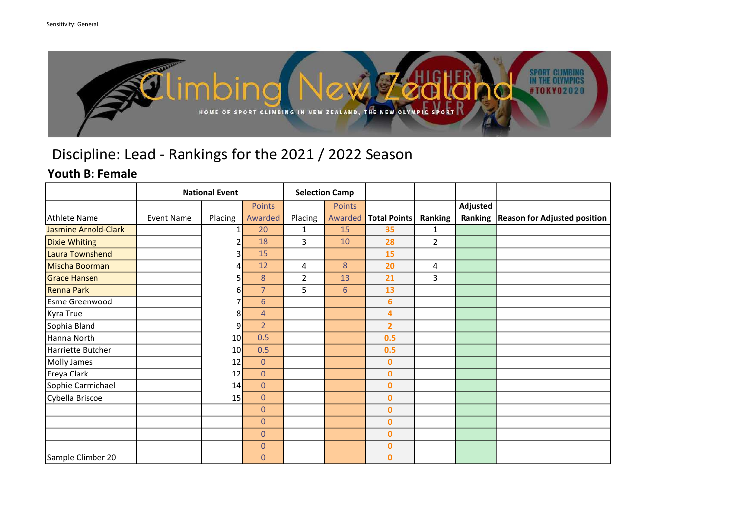# Discipline: Lead - Rankings for the 2021 / 2022 Season

## Youth B: Female

| | National Event | | | Selection Camp | | | | | |
|---|---|---|---|---|---|---|---|---|---|
| Athlete Name | Event Name | Placing | Points Awarded | Placing | Points Awarded | Total Points | Ranking | Adjusted Ranking | Reason for Adjusted position |
| Jasmine Arnold-Clark | | 1 | 20 | 1 | 15 | 35 | 1 | | |
| Dixie Whiting | | 2 | 18 | 3 | 10 | 28 | 2 | | |
| Laura Townshend | | 3 | 15 | | | 15 | | | |
| Mischa Boorman | | 4 | 12 | 4 | 8 | 20 | 4 | | |
| Grace Hansen | | 5 | 8 | 2 | 13 | 21 | 3 | | |
| Renna Park | | 6 | 7 | 5 | 6 | 13 | | | |
| Esme Greenwood | | 7 | 6 | | | 6 | | | |
| Kyra True | | 8 | 4 | | | 4 | | | |
| Sophia Bland | | 9 | 2 | | | 2 | | | |
| Hanna North | | 10 | 0.5 | | | 0.5 | | | |
| Harriette Butcher | | 10 | 0.5 | | | 0.5 | | | |
| Molly James | | 12 | 0 | | | 0 | | | |
| Freya Clark | | 12 | 0 | | | 0 | | | |
| Sophie Carmichael | | 14 | 0 | | | 0 | | | |
| Cybella Briscoe | | 15 | 0 | | | 0 | | | |
| | | | 0 | | | 0 | | | |
| | | | 0 | | | 0 | | | |
| | | | 0 | | | 0 | | | |
| | | | 0 | | | 0 | | | |
| Sample Climber 20 | | | 0 | | | 0 | | | |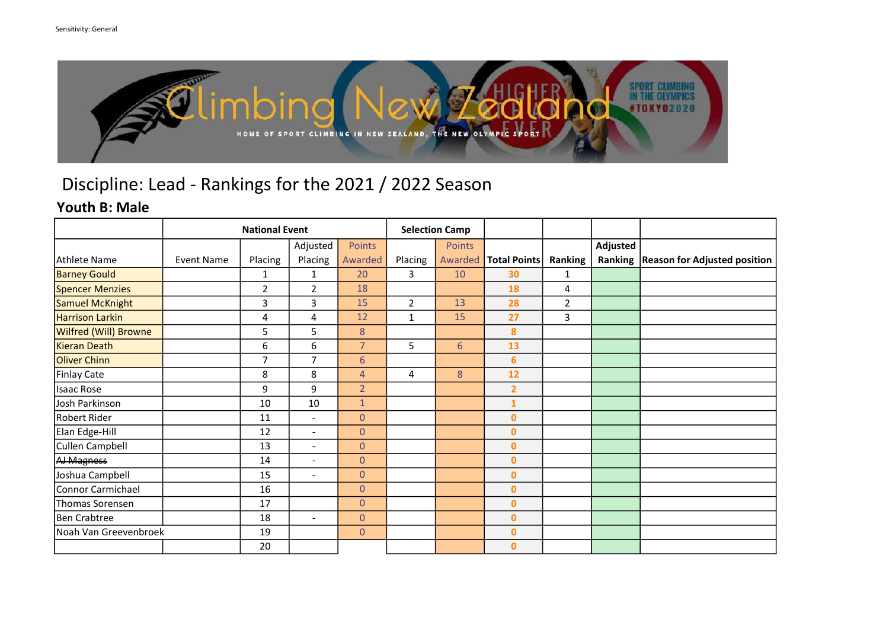Sensitivity: General

# Discipline: Lead - Rankings for the 2021 / 2022 Season

## Youth B: Male

| | National Event | | | | Selection Camp | | | | | |
|---|---|---|---|---|---|---|---|---|---|---|
| Athlete Name | Event Name | Placing | Adjusted Placing | Points Awarded | Placing | Points Awarded | Total Points | Ranking | Adjusted Ranking | Reason for Adjusted position |
| Barney Gould | | 1 | 1 | 20 | 3 | 10 | 30 | 1 | | |
| Spencer Menzies | | 2 | 2 | 18 | | | 18 | 4 | | |
| Samuel McKnight | | 3 | 3 | 15 | 2 | 13 | 28 | 2 | | |
| Harrison Larkin | | 4 | 4 | 12 | 1 | 15 | 27 | 3 | | |
| Wilfred (Will) Browne | | 5 | 5 | 8 | | | 8 | | | |
| Kieran Death | | 6 | 6 | 7 | 5 | 6 | 13 | | | |
| Oliver Chinn | | 7 | 7 | 6 | | | 6 | | | |
| Finlay Cate | | 8 | 8 | 4 | 4 | 8 | 12 | | | |
| Isaac Rose | | 9 | 9 | 2 | | | 2 | | | |
| Josh Parkinson | | 10 | 10 | 1 | | | 1 | | | |
| Robert Rider | | 11 | - | 0 | | | 0 | | | |
| Elan Edge-Hill | | 12 | - | 0 | | | 0 | | | |
| Cullen Campbell | | 13 | - | 0 | | | 0 | | | |
| ~~AJ Magness~~ | | 14 | - | 0 | | | 0 | | | |
| Joshua Campbell | | 15 | - | 0 | | | 0 | | | |
| Connor Carmichael | | 16 | | 0 | | | 0 | | | |
| Thomas Sorensen | | 17 | | 0 | | | 0 | | | |
| Ben Crabtree | | 18 | - | 0 | | | 0 | | | |
| Noah Van Greevenbroek | | 19 | | 0 | | | 0 | | | |
| | | 20 | | | | | 0 | | | |